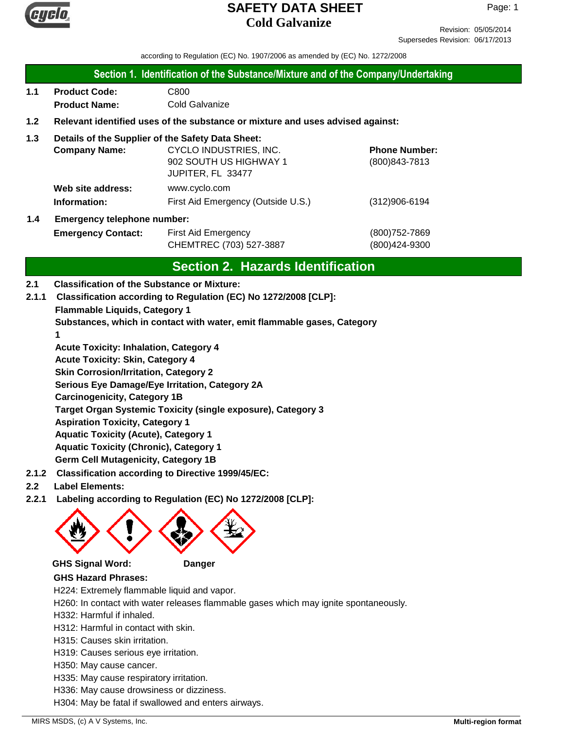# SAFETY DATA SHEET
## Cold Galvanize

Revision: 05/05/2014
Supersedes Revision: 06/17/2013

according to Regulation (EC) No. 1907/2006 as amended by (EC) No. 1272/2008

## Section 1. Identification of the Substance/Mixture and of the Company/Undertaking

**1.1 Product Code:** C800
**Product Name:** Cold Galvanize

**1.2 Relevant identified uses of the substance or mixture and uses advised against:**

**1.3 Details of the Supplier of the Safety Data Sheet:**

| | | |
|---|---|---|
| **Company Name:** | CYCLO INDUSTRIES, INC.<br>902 SOUTH US HIGHWAY 1<br>JUPITER, FL 33477 | **Phone Number:**<br>(800)843-7813 |
| **Web site address:** | www.cyclo.com | |
| **Information:** | First Aid Emergency (Outside U.S.) | (312)906-6194 |

**1.4 Emergency telephone number:**

| | | |
|---|---|---|
| **Emergency Contact:** | First Aid Emergency<br>CHEMTREC (703) 527-3887 | (800)752-7869<br>(800)424-9300 |

## Section 2. Hazards Identification

**2.1 Classification of the Substance or Mixture:**

**2.1.1 Classification according to Regulation (EC) No 1272/2008 [CLP]:**

**Flammable Liquids, Category 1**
**Substances, which in contact with water, emit flammable gases, Category 1**
**Acute Toxicity: Inhalation, Category 4**
**Acute Toxicity: Skin, Category 4**
**Skin Corrosion/Irritation, Category 2**
**Serious Eye Damage/Eye Irritation, Category 2A**
**Carcinogenicity, Category 1B**
**Target Organ Systemic Toxicity (single exposure), Category 3**
**Aspiration Toxicity, Category 1**
**Aquatic Toxicity (Acute), Category 1**
**Aquatic Toxicity (Chronic), Category 1**
**Germ Cell Mutagenicity, Category 1B**

**2.1.2 Classification according to Directive 1999/45/EC:**

**2.2 Label Elements:**

**2.2.1 Labeling according to Regulation (EC) No 1272/2008 [CLP]:**

**GHS Signal Word:** **Danger**

**GHS Hazard Phrases:**

H224: Extremely flammable liquid and vapor.
H260: In contact with water releases flammable gases which may ignite spontaneously.
H332: Harmful if inhaled.
H312: Harmful in contact with skin.
H315: Causes skin irritation.
H319: Causes serious eye irritation.
H350: May cause cancer.
H335: May cause respiratory irritation.
H336: May cause drowsiness or dizziness.
H304: May be fatal if swallowed and enters airways.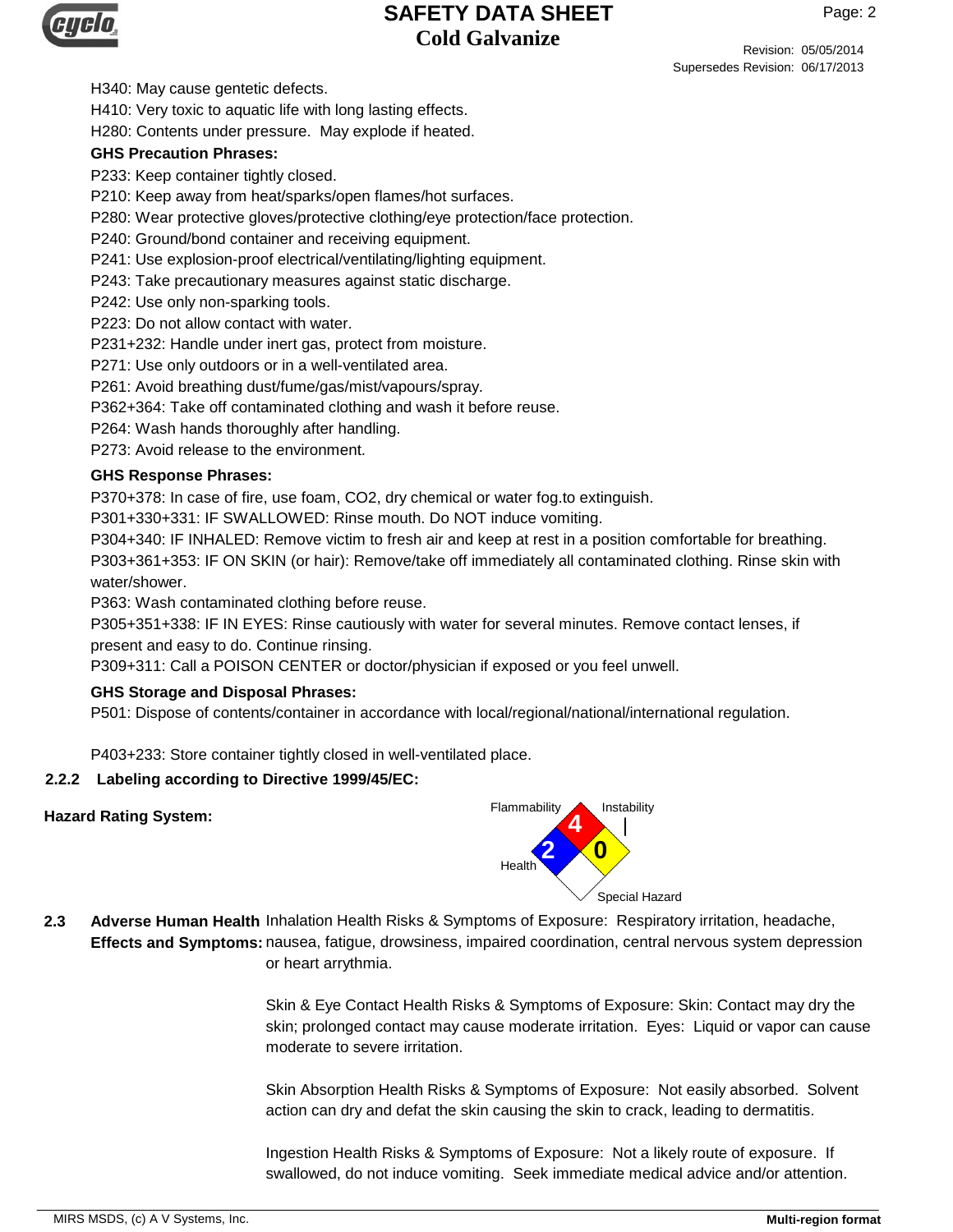H340: May cause gentetic defects.

H410: Very toxic to aquatic life with long lasting effects.

H280: Contents under pressure. May explode if heated.

**GHS Precaution Phrases:**

P233: Keep container tightly closed.

P210: Keep away from heat/sparks/open flames/hot surfaces.

P280: Wear protective gloves/protective clothing/eye protection/face protection.

P240: Ground/bond container and receiving equipment.

P241: Use explosion-proof electrical/ventilating/lighting equipment.

P243: Take precautionary measures against static discharge.

P242: Use only non-sparking tools.

P223: Do not allow contact with water.

P231+232: Handle under inert gas, protect from moisture.

P271: Use only outdoors or in a well-ventilated area.

P261: Avoid breathing dust/fume/gas/mist/vapours/spray.

P362+364: Take off contaminated clothing and wash it before reuse.

P264: Wash hands thoroughly after handling.

P273: Avoid release to the environment.

**GHS Response Phrases:**

P370+378: In case of fire, use foam, CO2, dry chemical or water fog.to extinguish.

P301+330+331: IF SWALLOWED: Rinse mouth. Do NOT induce vomiting.

P304+340: IF INHALED: Remove victim to fresh air and keep at rest in a position comfortable for breathing.

P303+361+353: IF ON SKIN (or hair): Remove/take off immediately all contaminated clothing. Rinse skin with water/shower.

P363: Wash contaminated clothing before reuse.

P305+351+338: IF IN EYES: Rinse cautiously with water for several minutes. Remove contact lenses, if present and easy to do. Continue rinsing.

P309+311: Call a POISON CENTER or doctor/physician if exposed or you feel unwell.

**GHS Storage and Disposal Phrases:**

P501: Dispose of contents/container in accordance with local/regional/national/international regulation.

P403+233: Store container tightly closed in well-ventilated place.

**2.2.2 Labeling according to Directive 1999/45/EC:**

**Hazard Rating System:**

| Flammability | Instability | Health | Special Hazard |
|---|---|---|---|
| 4 | 0 | 2 | |

**2.3 Adverse Human Health Effects and Symptoms:**

Inhalation Health Risks & Symptoms of Exposure: Respiratory irritation, headache, nausea, fatigue, drowsiness, impaired coordination, central nervous system depression or heart arrythmia.

Skin & Eye Contact Health Risks & Symptoms of Exposure: Skin: Contact may dry the skin; prolonged contact may cause moderate irritation. Eyes: Liquid or vapor can cause moderate to severe irritation.

Skin Absorption Health Risks & Symptoms of Exposure: Not easily absorbed. Solvent action can dry and defat the skin causing the skin to crack, leading to dermatitis.

Ingestion Health Risks & Symptoms of Exposure: Not a likely route of exposure. If swallowed, do not induce vomiting. Seek immediate medical advice and/or attention.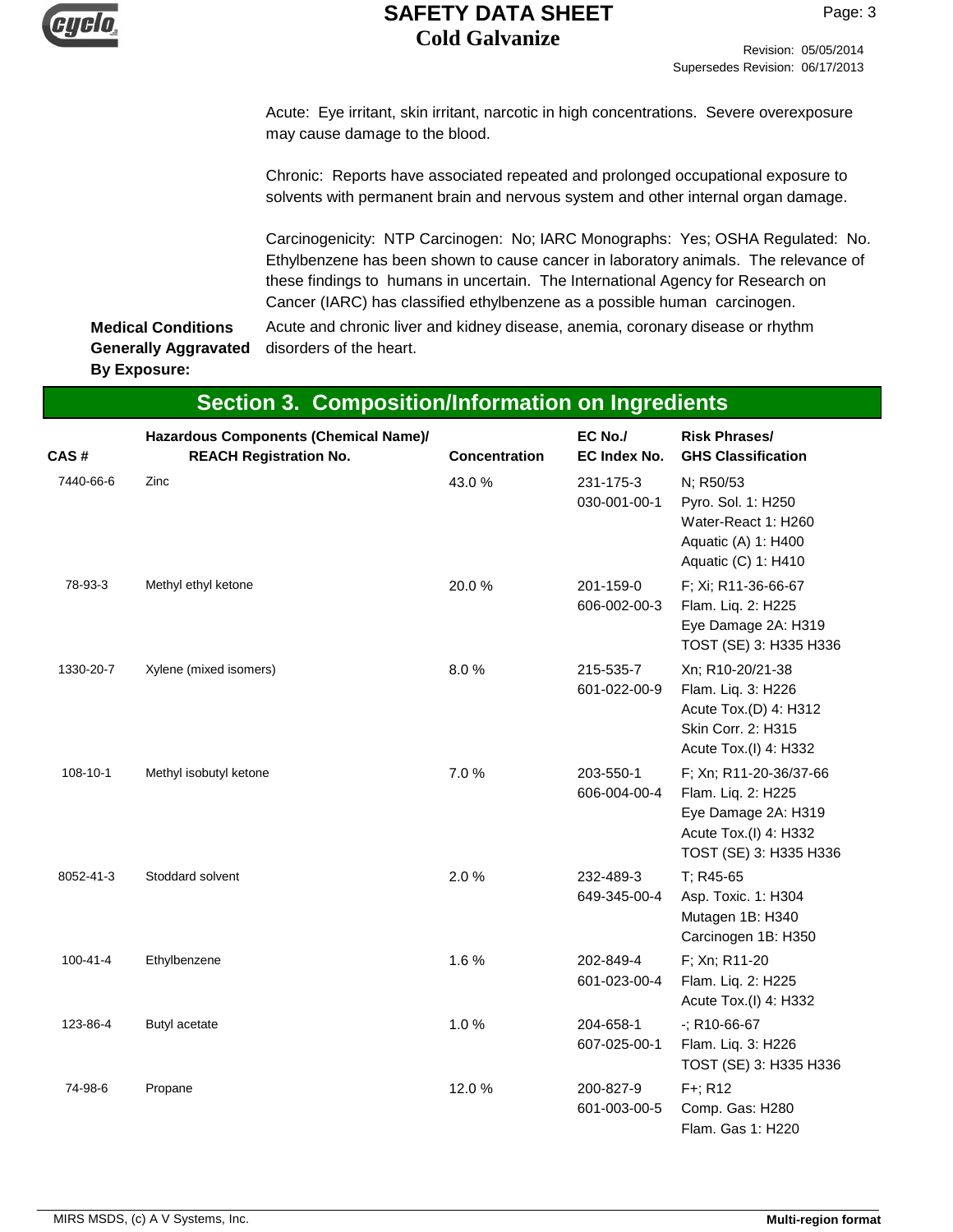Acute: Eye irritant, skin irritant, narcotic in high concentrations. Severe overexposure may cause damage to the blood.

Chronic: Reports have associated repeated and prolonged occupational exposure to solvents with permanent brain and nervous system and other internal organ damage.

Carcinogenicity: NTP Carcinogen: No; IARC Monographs: Yes; OSHA Regulated: No. Ethylbenzene has been shown to cause cancer in laboratory animals. The relevance of these findings to humans in uncertain. The International Agency for Research on Cancer (IARC) has classified ethylbenzene as a possible human carcinogen.

**Medical Conditions Generally Aggravated By Exposure:** Acute and chronic liver and kidney disease, anemia, coronary disease or rhythm disorders of the heart.

## Section 3. Composition/Information on Ingredients

| CAS # | Hazardous Components (Chemical Name)/ REACH Registration No. | Concentration | EC No./ EC Index No. | Risk Phrases/ GHS Classification |
|---|---|---|---|---|
| 7440-66-6 | Zinc | 43.0 % | 231-175-3<br>030-001-00-1 | N; R50/53<br>Pyro. Sol. 1: H250<br>Water-React 1: H260<br>Aquatic (A) 1: H400<br>Aquatic (C) 1: H410 |
| 78-93-3 | Methyl ethyl ketone | 20.0 % | 201-159-0<br>606-002-00-3 | F; Xi; R11-36-66-67<br>Flam. Liq. 2: H225<br>Eye Damage 2A: H319<br>TOST (SE) 3: H335 H336 |
| 1330-20-7 | Xylene (mixed isomers) | 8.0 % | 215-535-7<br>601-022-00-9 | Xn; R10-20/21-38<br>Flam. Liq. 3: H226<br>Acute Tox.(D) 4: H312<br>Skin Corr. 2: H315<br>Acute Tox.(I) 4: H332 |
| 108-10-1 | Methyl isobutyl ketone | 7.0 % | 203-550-1<br>606-004-00-4 | F; Xn; R11-20-36/37-66<br>Flam. Liq. 2: H225<br>Eye Damage 2A: H319<br>Acute Tox.(I) 4: H332<br>TOST (SE) 3: H335 H336 |
| 8052-41-3 | Stoddard solvent | 2.0 % | 232-489-3<br>649-345-00-4 | T; R45-65<br>Asp. Toxic. 1: H304<br>Mutagen 1B: H340<br>Carcinogen 1B: H350 |
| 100-41-4 | Ethylbenzene | 1.6 % | 202-849-4<br>601-023-00-4 | F; Xn; R11-20<br>Flam. Liq. 2: H225<br>Acute Tox.(I) 4: H332 |
| 123-86-4 | Butyl acetate | 1.0 % | 204-658-1<br>607-025-00-1 | -; R10-66-67<br>Flam. Liq. 3: H226<br>TOST (SE) 3: H335 H336 |
| 74-98-6 | Propane | 12.0 % | 200-827-9<br>601-003-00-5 | F+; R12<br>Comp. Gas: H280<br>Flam. Gas 1: H220 |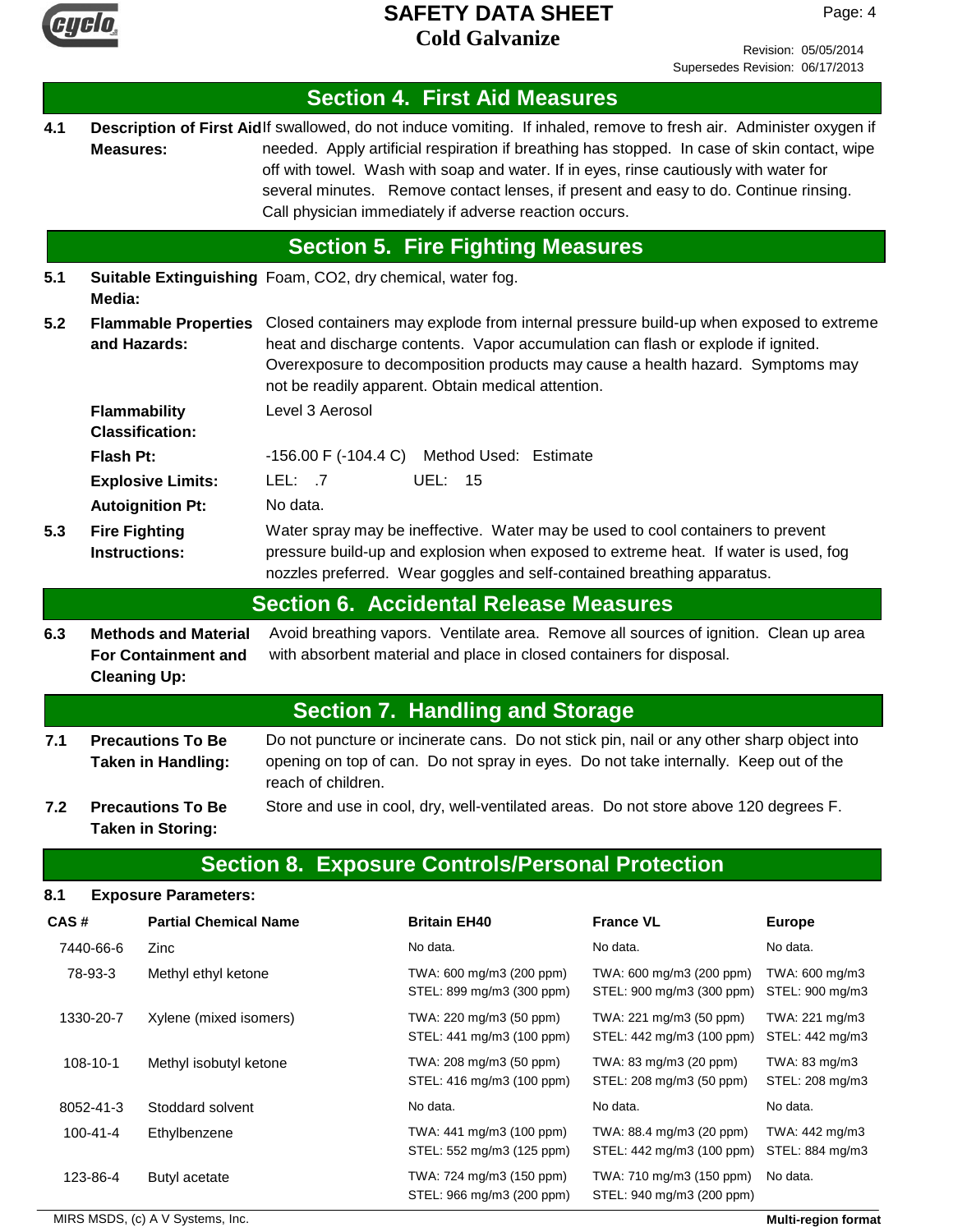## Section 4. First Aid Measures

**4.1 Description of First Aid Measures:** If swallowed, do not induce vomiting. If inhaled, remove to fresh air. Administer oxygen if needed. Apply artificial respiration if breathing has stopped. In case of skin contact, wipe off with towel. Wash with soap and water. If in eyes, rinse cautiously with water for several minutes. Remove contact lenses, if present and easy to do. Continue rinsing. Call physician immediately if adverse reaction occurs.

## Section 5. Fire Fighting Measures

**5.1 Suitable Extinguishing Media:** Foam, CO2, dry chemical, water fog.

**5.2 Flammable Properties and Hazards:** Closed containers may explode from internal pressure build-up when exposed to extreme heat and discharge contents. Vapor accumulation can flash or explode if ignited. Overexposure to decomposition products may cause a health hazard. Symptoms may not be readily apparent. Obtain medical attention.

**Flammability Classification:** Level 3 Aerosol

**Flash Pt:** -156.00 F (-104.4 C) Method Used: Estimate

**Explosive Limits:** LEL: .7 UEL: 15

**Autoignition Pt:** No data.

**5.3 Fire Fighting Instructions:** Water spray may be ineffective. Water may be used to cool containers to prevent pressure build-up and explosion when exposed to extreme heat. If water is used, fog nozzles preferred. Wear goggles and self-contained breathing apparatus.

## Section 6. Accidental Release Measures

**6.3 Methods and Material For Containment and Cleaning Up:** Avoid breathing vapors. Ventilate area. Remove all sources of ignition. Clean up area with absorbent material and place in closed containers for disposal.

## Section 7. Handling and Storage

**7.1 Precautions To Be Taken in Handling:** Do not puncture or incinerate cans. Do not stick pin, nail or any other sharp object into opening on top of can. Do not spray in eyes. Do not take internally. Keep out of the reach of children.

**7.2 Precautions To Be Taken in Storing:** Store and use in cool, dry, well-ventilated areas. Do not store above 120 degrees F.

## Section 8. Exposure Controls/Personal Protection

**8.1 Exposure Parameters:**

| CAS # | Partial Chemical Name | Britain EH40 | France VL | Europe |
|---|---|---|---|---|
| 7440-66-6 | Zinc | No data. | No data. | No data. |
| 78-93-3 | Methyl ethyl ketone | TWA: 600 mg/m3 (200 ppm)<br>STEL: 899 mg/m3 (300 ppm) | TWA: 600 mg/m3 (200 ppm)<br>STEL: 900 mg/m3 (300 ppm) | TWA: 600 mg/m3<br>STEL: 900 mg/m3 |
| 1330-20-7 | Xylene (mixed isomers) | TWA: 220 mg/m3 (50 ppm)<br>STEL: 441 mg/m3 (100 ppm) | TWA: 221 mg/m3 (50 ppm)<br>STEL: 442 mg/m3 (100 ppm) | TWA: 221 mg/m3<br>STEL: 442 mg/m3 |
| 108-10-1 | Methyl isobutyl ketone | TWA: 208 mg/m3 (50 ppm)<br>STEL: 416 mg/m3 (100 ppm) | TWA: 83 mg/m3 (20 ppm)<br>STEL: 208 mg/m3 (50 ppm) | TWA: 83 mg/m3<br>STEL: 208 mg/m3 |
| 8052-41-3 | Stoddard solvent | No data. | No data. | No data. |
| 100-41-4 | Ethylbenzene | TWA: 441 mg/m3 (100 ppm)<br>STEL: 552 mg/m3 (125 ppm) | TWA: 88.4 mg/m3 (20 ppm)<br>STEL: 442 mg/m3 (100 ppm) | TWA: 442 mg/m3<br>STEL: 884 mg/m3 |
| 123-86-4 | Butyl acetate | TWA: 724 mg/m3 (150 ppm)<br>STEL: 966 mg/m3 (200 ppm) | TWA: 710 mg/m3 (150 ppm)<br>STEL: 940 mg/m3 (200 ppm) | No data. |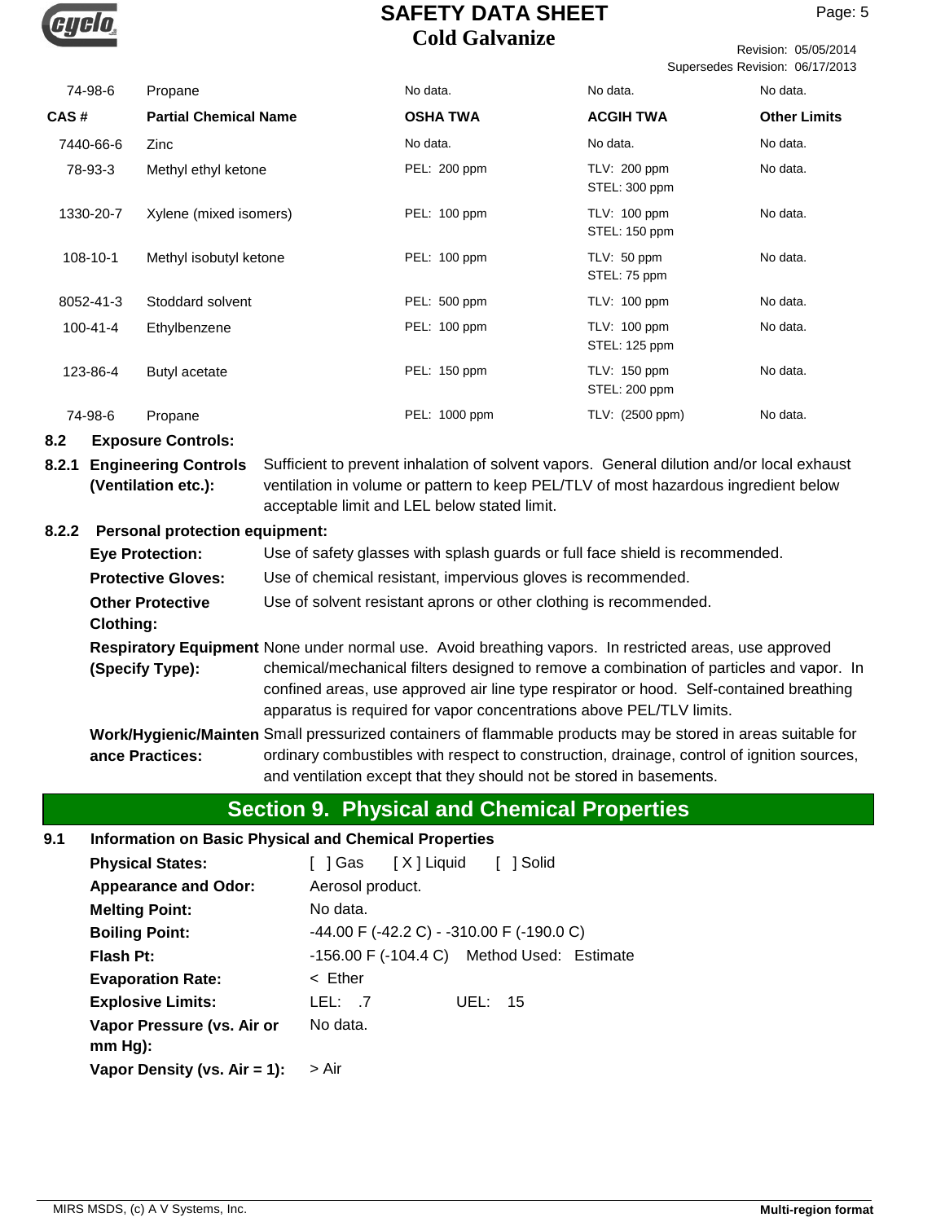| CAS # | Partial Chemical Name | OSHA TWA | ACGIH TWA | Other Limits |
|---|---|---|---|---|
| 74-98-6 | Propane | No data. | No data. | No data. |
| 7440-66-6 | Zinc | No data. | No data. | No data. |
| 78-93-3 | Methyl ethyl ketone | PEL: 200 ppm | TLV: 200 ppm STEL: 300 ppm | No data. |
| 1330-20-7 | Xylene (mixed isomers) | PEL: 100 ppm | TLV: 100 ppm STEL: 150 ppm | No data. |
| 108-10-1 | Methyl isobutyl ketone | PEL: 100 ppm | TLV: 50 ppm STEL: 75 ppm | No data. |
| 8052-41-3 | Stoddard solvent | PEL: 500 ppm | TLV: 100 ppm | No data. |
| 100-41-4 | Ethylbenzene | PEL: 100 ppm | TLV: 100 ppm STEL: 125 ppm | No data. |
| 123-86-4 | Butyl acetate | PEL: 150 ppm | TLV: 150 ppm STEL: 200 ppm | No data. |
| 74-98-6 | Propane | PEL: 1000 ppm | TLV: (2500 ppm) | No data. |

**8.2 Exposure Controls:**

**8.2.1 Engineering Controls (Ventilation etc.):** Sufficient to prevent inhalation of solvent vapors. General dilution and/or local exhaust ventilation in volume or pattern to keep PEL/TLV of most hazardous ingredient below acceptable limit and LEL below stated limit.

**8.2.2 Personal protection equipment:**

**Eye Protection:** Use of safety glasses with splash guards or full face shield is recommended.

**Protective Gloves:** Use of chemical resistant, impervious gloves is recommended.

**Other Protective Clothing:** Use of solvent resistant aprons or other clothing is recommended.

**Respiratory Equipment (Specify Type):** None under normal use. Avoid breathing vapors. In restricted areas, use approved chemical/mechanical filters designed to remove a combination of particles and vapor. In confined areas, use approved air line type respirator or hood. Self-contained breathing apparatus is required for vapor concentrations above PEL/TLV limits.

**Work/Hygienic/Maintenance Practices:** Small pressurized containers of flammable products may be stored in areas suitable for ordinary combustibles with respect to construction, drainage, control of ignition sources, and ventilation except that they should not be stored in basements.

## Section 9. Physical and Chemical Properties

**9.1 Information on Basic Physical and Chemical Properties**

**Physical States:** [ ] Gas [ X ] Liquid [ ] Solid

**Appearance and Odor:** Aerosol product.

**Melting Point:** No data.

**Boiling Point:** -44.00 F (-42.2 C) - -310.00 F (-190.0 C)

**Flash Pt:** -156.00 F (-104.4 C) Method Used: Estimate

**Evaporation Rate:** < Ether

**Explosive Limits:** LEL: .7 UEL: 15

**Vapor Pressure (vs. Air or mm Hg):** No data.

**Vapor Density (vs. Air = 1):** > Air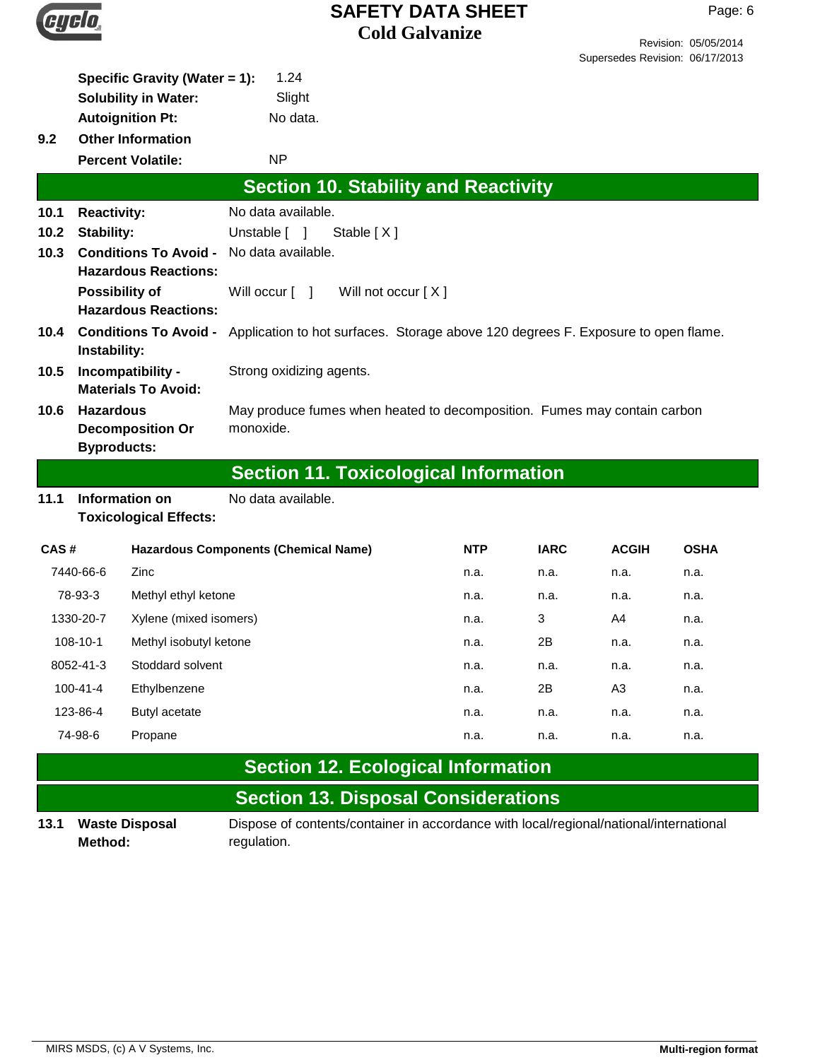**Specific Gravity (Water = 1):** 1.24

**Solubility in Water:** Slight

**Autoignition Pt:** No data.

**9.2 Other Information**

**Percent Volatile:** NP

## Section 10. Stability and Reactivity

**10.1 Reactivity:** No data available.

**10.2 Stability:** Unstable [ ] Stable [ X ]

**10.3 Conditions To Avoid - Hazardous Reactions:** No data available.

**Possibility of Hazardous Reactions:** Will occur [ ] Will not occur [ X ]

**10.4 Conditions To Avoid - Instability:** Application to hot surfaces. Storage above 120 degrees F. Exposure to open flame.

**10.5 Incompatibility - Materials To Avoid:** Strong oxidizing agents.

**10.6 Hazardous Decomposition Or Byproducts:** May produce fumes when heated to decomposition. Fumes may contain carbon monoxide.

## Section 11. Toxicological Information

**11.1 Information on Toxicological Effects:** No data available.

| CAS # | Hazardous Components (Chemical Name) | NTP | IARC | ACGIH | OSHA |
|---|---|---|---|---|---|
| 7440-66-6 | Zinc | n.a. | n.a. | n.a. | n.a. |
| 78-93-3 | Methyl ethyl ketone | n.a. | n.a. | n.a. | n.a. |
| 1330-20-7 | Xylene (mixed isomers) | n.a. | 3 | A4 | n.a. |
| 108-10-1 | Methyl isobutyl ketone | n.a. | 2B | n.a. | n.a. |
| 8052-41-3 | Stoddard solvent | n.a. | n.a. | n.a. | n.a. |
| 100-41-4 | Ethylbenzene | n.a. | 2B | A3 | n.a. |
| 123-86-4 | Butyl acetate | n.a. | n.a. | n.a. | n.a. |
| 74-98-6 | Propane | n.a. | n.a. | n.a. | n.a. |

## Section 12. Ecological Information

## Section 13. Disposal Considerations

**13.1 Waste Disposal Method:** Dispose of contents/container in accordance with local/regional/national/international regulation.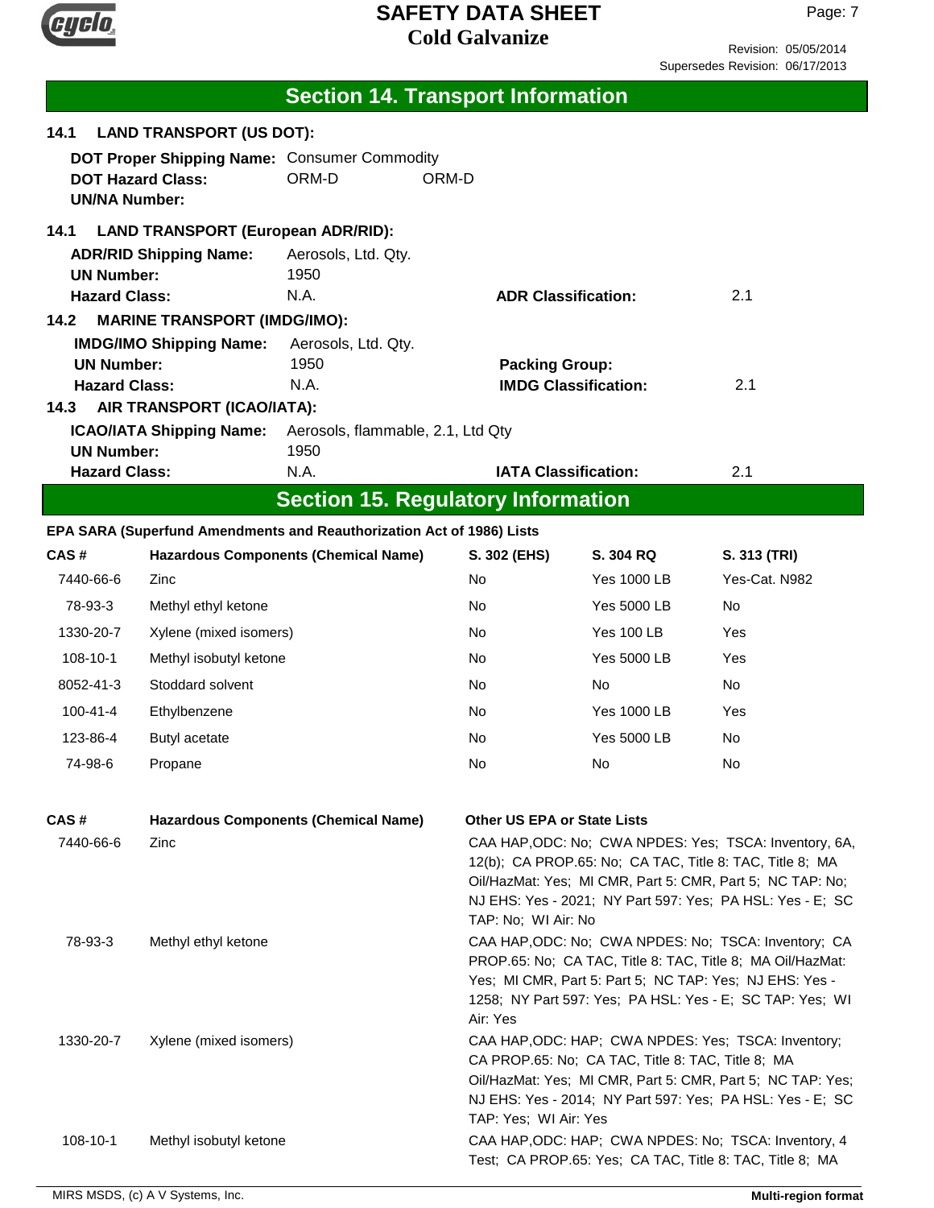## Section 14. Transport Information

### 14.1 LAND TRANSPORT (US DOT):

**DOT Proper Shipping Name:** Consumer Commodity
**DOT Hazard Class:** ORM-D ORM-D
**UN/NA Number:**

### 14.1 LAND TRANSPORT (European ADR/RID):

**ADR/RID Shipping Name:** Aerosols, Ltd. Qty.
**UN Number:** 1950
**Hazard Class:** N.A. **ADR Classification:** 2.1

### 14.2 MARINE TRANSPORT (IMDG/IMO):

**IMDG/IMO Shipping Name:** Aerosols, Ltd. Qty.
**UN Number:** 1950 **Packing Group:**
**Hazard Class:** N.A. **IMDG Classification:** 2.1

### 14.3 AIR TRANSPORT (ICAO/IATA):

**ICAO/IATA Shipping Name:** Aerosols, flammable, 2.1, Ltd Qty
**UN Number:** 1950
**Hazard Class:** N.A. **IATA Classification:** 2.1

## Section 15. Regulatory Information

**EPA SARA (Superfund Amendments and Reauthorization Act of 1986) Lists**

| CAS # | Hazardous Components (Chemical Name) | S. 302 (EHS) | S. 304 RQ | S. 313 (TRI) |
|---|---|---|---|---|
| 7440-66-6 | Zinc | No | Yes 1000 LB | Yes-Cat. N982 |
| 78-93-3 | Methyl ethyl ketone | No | Yes 5000 LB | No |
| 1330-20-7 | Xylene (mixed isomers) | No | Yes 100 LB | Yes |
| 108-10-1 | Methyl isobutyl ketone | No | Yes 5000 LB | Yes |
| 8052-41-3 | Stoddard solvent | No | No | No |
| 100-41-4 | Ethylbenzene | No | Yes 1000 LB | Yes |
| 123-86-4 | Butyl acetate | No | Yes 5000 LB | No |
| 74-98-6 | Propane | No | No | No |

| CAS # | Hazardous Components (Chemical Name) | Other US EPA or State Lists |
|---|---|---|
| 7440-66-6 | Zinc | CAA HAP,ODC: No; CWA NPDES: Yes; TSCA: Inventory, 6A, 12(b); CA PROP.65: No; CA TAC, Title 8: TAC, Title 8; MA Oil/HazMat: Yes; MI CMR, Part 5: CMR, Part 5; NC TAP: No; NJ EHS: Yes - 2021; NY Part 597: Yes; PA HSL: Yes - E; SC TAP: No; WI Air: No |
| 78-93-3 | Methyl ethyl ketone | CAA HAP,ODC: No; CWA NPDES: No; TSCA: Inventory; CA PROP.65: No; CA TAC, Title 8: TAC, Title 8; MA Oil/HazMat: Yes; MI CMR, Part 5: Part 5; NC TAP: Yes; NJ EHS: Yes - 1258; NY Part 597: Yes; PA HSL: Yes - E; SC TAP: Yes; WI Air: Yes |
| 1330-20-7 | Xylene (mixed isomers) | CAA HAP,ODC: HAP; CWA NPDES: Yes; TSCA: Inventory; CA PROP.65: No; CA TAC, Title 8: TAC, Title 8; MA Oil/HazMat: Yes; MI CMR, Part 5: CMR, Part 5; NC TAP: Yes; NJ EHS: Yes - 2014; NY Part 597: Yes; PA HSL: Yes - E; SC TAP: Yes; WI Air: Yes |
| 108-10-1 | Methyl isobutyl ketone | CAA HAP,ODC: HAP; CWA NPDES: No; TSCA: Inventory, 4 Test; CA PROP.65: Yes; CA TAC, Title 8: TAC, Title 8; MA |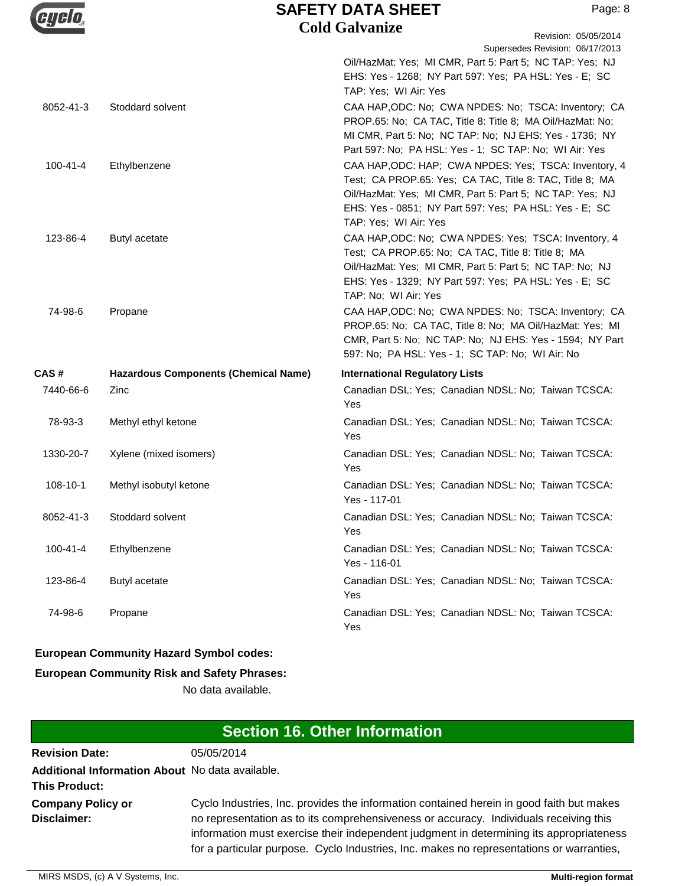| | | |
|---|---|---|
| | | Oil/HazMat: Yes; MI CMR, Part 5: Part 5; NC TAP: Yes; NJ EHS: Yes - 1268; NY Part 597: Yes; PA HSL: Yes - E; SC TAP: Yes; WI Air: Yes |
| 8052-41-3 | Stoddard solvent | CAA HAP,ODC: No; CWA NPDES: No; TSCA: Inventory; CA PROP.65: No; CA TAC, Title 8: Title 8; MA Oil/HazMat: No; MI CMR, Part 5: No; NC TAP: No; NJ EHS: Yes - 1736; NY Part 597: No; PA HSL: Yes - 1; SC TAP: No; WI Air: Yes |
| 100-41-4 | Ethylbenzene | CAA HAP,ODC: HAP; CWA NPDES: Yes; TSCA: Inventory, 4 Test; CA PROP.65: Yes; CA TAC, Title 8: TAC, Title 8; MA Oil/HazMat: Yes; MI CMR, Part 5: Part 5; NC TAP: Yes; NJ EHS: Yes - 0851; NY Part 597: Yes; PA HSL: Yes - E; SC TAP: Yes; WI Air: Yes |
| 123-86-4 | Butyl acetate | CAA HAP,ODC: No; CWA NPDES: Yes; TSCA: Inventory, 4 Test; CA PROP.65: No; CA TAC, Title 8: Title 8; MA Oil/HazMat: Yes; MI CMR, Part 5: Part 5; NC TAP: No; NJ EHS: Yes - 1329; NY Part 597: Yes; PA HSL: Yes - E; SC TAP: No; WI Air: Yes |
| 74-98-6 | Propane | CAA HAP,ODC: No; CWA NPDES: No; TSCA: Inventory; CA PROP.65: No; CA TAC, Title 8: No; MA Oil/HazMat: Yes; MI CMR, Part 5: No; NC TAP: No; NJ EHS: Yes - 1594; NY Part 597: No; PA HSL: Yes - 1; SC TAP: No; WI Air: No |

| CAS # | Hazardous Components (Chemical Name) | International Regulatory Lists |
|---|---|---|
| 7440-66-6 | Zinc | Canadian DSL: Yes; Canadian NDSL: No; Taiwan TCSCA: Yes |
| 78-93-3 | Methyl ethyl ketone | Canadian DSL: Yes; Canadian NDSL: No; Taiwan TCSCA: Yes |
| 1330-20-7 | Xylene (mixed isomers) | Canadian DSL: Yes; Canadian NDSL: No; Taiwan TCSCA: Yes |
| 108-10-1 | Methyl isobutyl ketone | Canadian DSL: Yes; Canadian NDSL: No; Taiwan TCSCA: Yes - 117-01 |
| 8052-41-3 | Stoddard solvent | Canadian DSL: Yes; Canadian NDSL: No; Taiwan TCSCA: Yes |
| 100-41-4 | Ethylbenzene | Canadian DSL: Yes; Canadian NDSL: No; Taiwan TCSCA: Yes - 116-01 |
| 123-86-4 | Butyl acetate | Canadian DSL: Yes; Canadian NDSL: No; Taiwan TCSCA: Yes |
| 74-98-6 | Propane | Canadian DSL: Yes; Canadian NDSL: No; Taiwan TCSCA: Yes |

**European Community Hazard Symbol codes:**

**European Community Risk and Safety Phrases:**

No data available.

## Section 16. Other Information

**Revision Date:** 05/05/2014

**Additional Information About This Product:** No data available.

**Company Policy or Disclaimer:** Cyclo Industries, Inc. provides the information contained herein in good faith but makes no representation as to its comprehensiveness or accuracy. Individuals receiving this information must exercise their independent judgment in determining its appropriateness for a particular purpose. Cyclo Industries, Inc. makes no representations or warranties,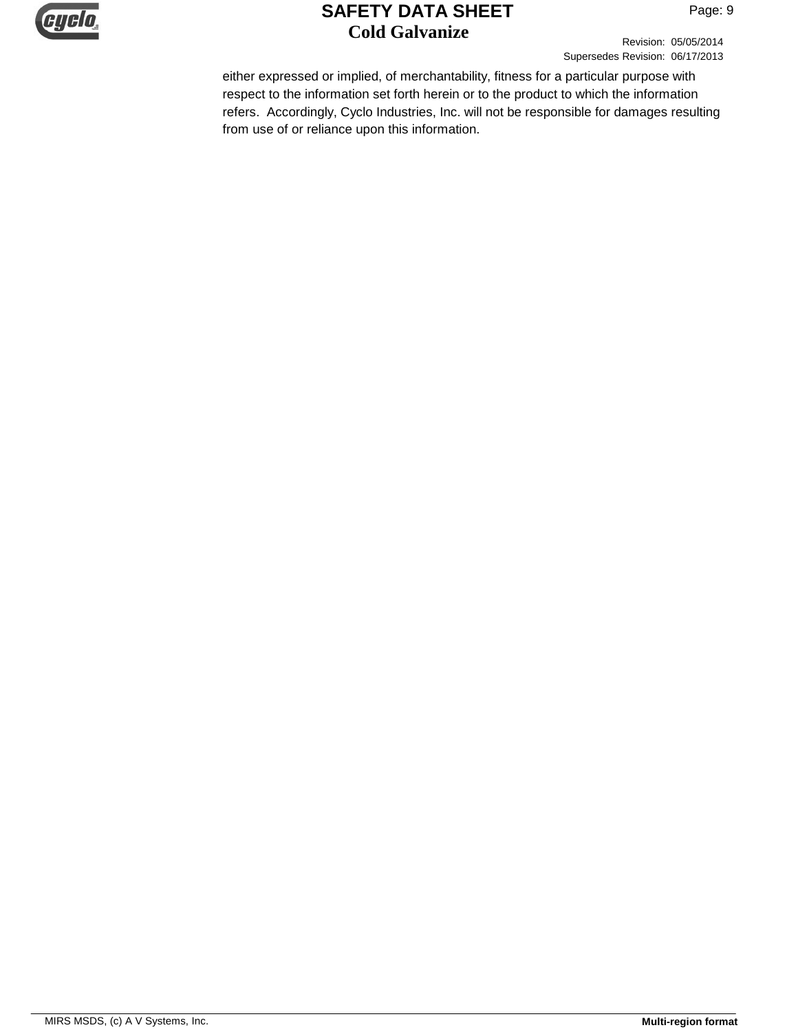either expressed or implied, of merchantability, fitness for a particular purpose with respect to the information set forth herein or to the product to which the information refers. Accordingly, Cyclo Industries, Inc. will not be responsible for damages resulting from use of or reliance upon this information.